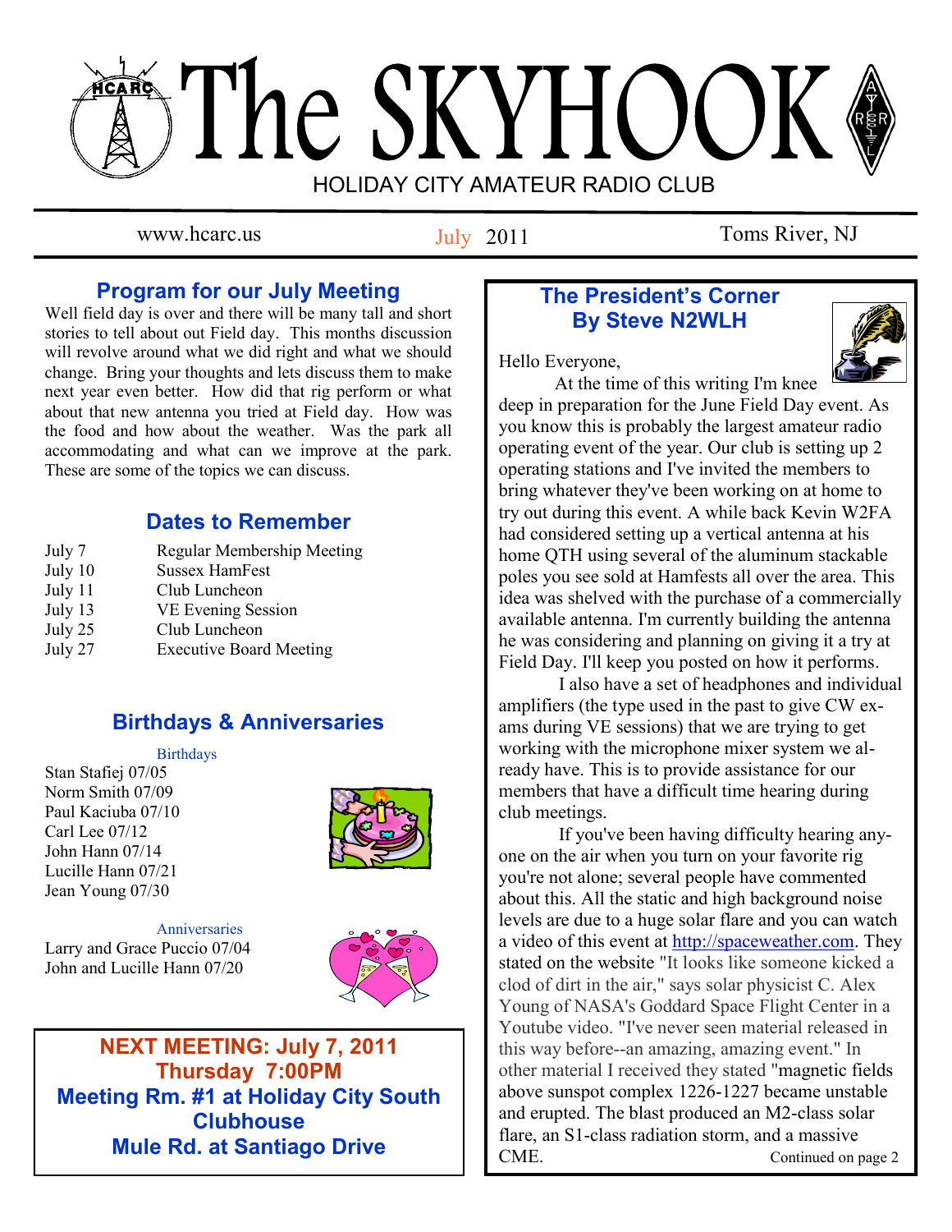# The SKYHOOK

HOLIDAY CITY AMATEUR RADIO CLUB

www.hcarc.us — July 2011 — Toms River, NJ

## Program for our July Meeting

Well field day is over and there will be many tall and short stories to tell about out Field day. This months discussion will revolve around what we did right and what we should change. Bring your thoughts and lets discuss them to make next year even better. How did that rig perform or what about that new antenna you tried at Field day. How was the food and how about the weather. Was the park all accommodating and what can we improve at the park. These are some of the topics we can discuss.

## Dates to Remember

| | |
|---|---|
| July 7 | Regular Membership Meeting |
| July 10 | Sussex HamFest |
| July 11 | Club Luncheon |
| July 13 | VE Evening Session |
| July 25 | Club Luncheon |
| July 27 | Executive Board Meeting |

## Birthdays & Anniversaries

**Birthdays**

Stan Stafiej 07/05
Norm Smith 07/09
Paul Kaciuba 07/10
Carl Lee 07/12
John Hann 07/14
Lucille Hann 07/21
Jean Young 07/30

**Anniversaries**

Larry and Grace Puccio 07/04
John and Lucille Hann 07/20

**NEXT MEETING: July 7, 2011**
**Thursday 7:00PM**
**Meeting Rm. #1 at Holiday City South Clubhouse**
**Mule Rd. at Santiago Drive**

## The President's Corner
### By Steve N2WLH

Hello Everyone,

At the time of this writing I'm knee deep in preparation for the June Field Day event. As you know this is probably the largest amateur radio operating event of the year. Our club is setting up 2 operating stations and I've invited the members to bring whatever they've been working on at home to try out during this event. A while back Kevin W2FA had considered setting up a vertical antenna at his home QTH using several of the aluminum stackable poles you see sold at Hamfests all over the area. This idea was shelved with the purchase of a commercially available antenna. I'm currently building the antenna he was considering and planning on giving it a try at Field Day. I'll keep you posted on how it performs.

I also have a set of headphones and individual amplifiers (the type used in the past to give CW exams during VE sessions) that we are trying to get working with the microphone mixer system we already have. This is to provide assistance for our members that have a difficult time hearing during club meetings.

If you've been having difficulty hearing anyone on the air when you turn on your favorite rig you're not alone; several people have commented about this. All the static and high background noise levels are due to a huge solar flare and you can watch a video of this event at http://spaceweather.com. They stated on the website "It looks like someone kicked a clod of dirt in the air," says solar physicist C. Alex Young of NASA's Goddard Space Flight Center in a Youtube video. "I've never seen material released in this way before--an amazing, amazing event." In other material I received they stated "magnetic fields above sunspot complex 1226-1227 became unstable and erupted. The blast produced an M2-class solar flare, an S1-class radiation storm, and a massive CME.

Continued on page 2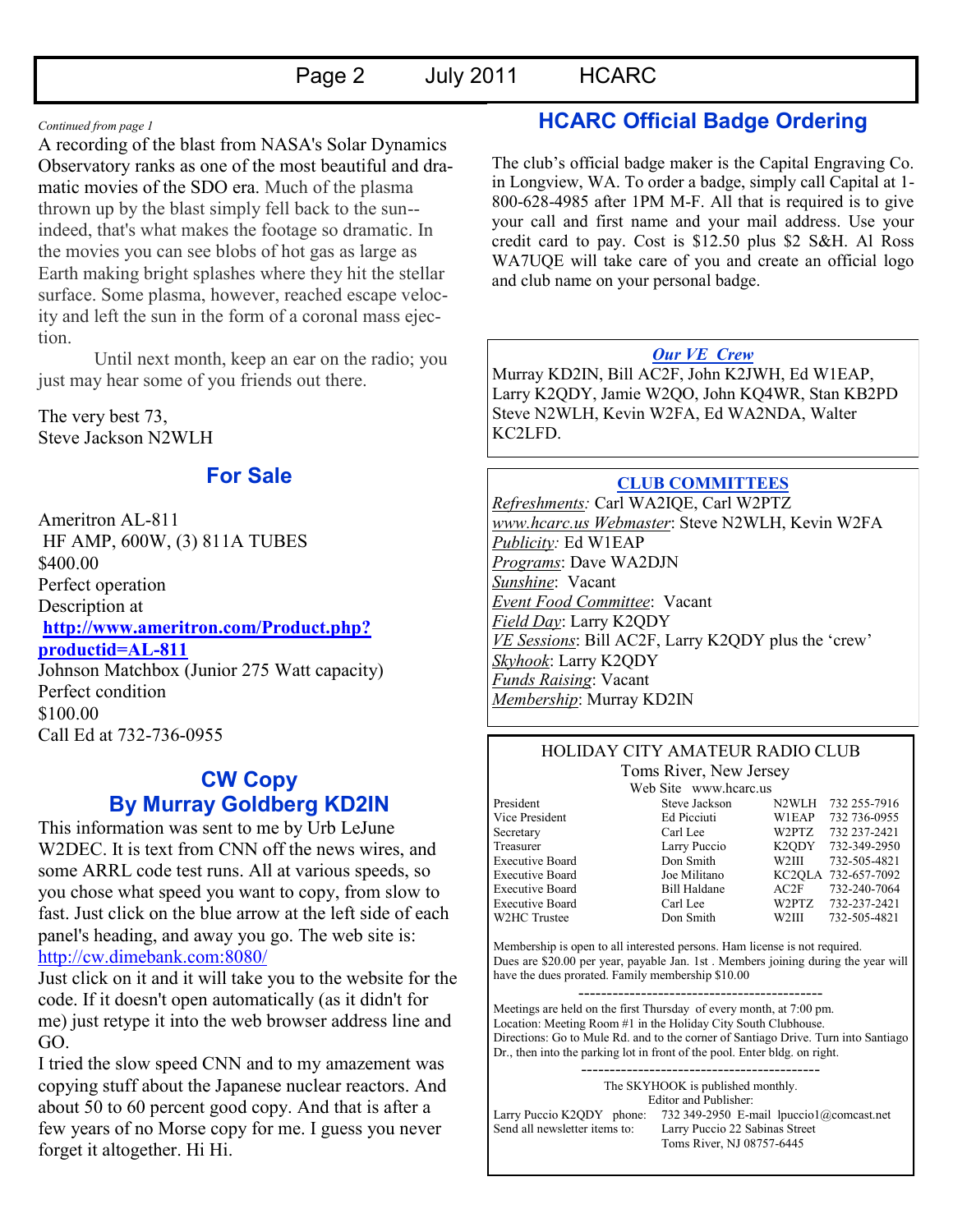*Continued from page 1*

A recording of the blast from NASA's Solar Dynamics Observatory ranks as one of the most beautiful and dramatic movies of the SDO era. Much of the plasma thrown up by the blast simply fell back to the sun--indeed, that's what makes the footage so dramatic. In the movies you can see blobs of hot gas as large as Earth making bright splashes where they hit the stellar surface. Some plasma, however, reached escape velocity and left the sun in the form of a coronal mass ejection.

Until next month, keep an ear on the radio; you just may hear some of you friends out there.

The very best 73,
Steve Jackson N2WLH

## For Sale

Ameritron AL-811
HF AMP, 600W, (3) 811A TUBES
$400.00
Perfect operation
Description at
**http://www.ameritron.com/Product.php?productid=AL-811**
Johnson Matchbox (Junior 275 Watt capacity)
Perfect condition
$100.00
Call Ed at 732-736-0955

## CW Copy
## By Murray Goldberg KD2IN

This information was sent to me by Urb LeJune W2DEC. It is text from CNN off the news wires, and some ARRL code test runs. All at various speeds, so you chose what speed you want to copy, from slow to fast. Just click on the blue arrow at the left side of each panel's heading, and away you go. The web site is: http://cw.dimebank.com:8080/

Just click on it and it will take you to the website for the code. If it doesn't open automatically (as it didn't for me) just retype it into the web browser address line and GO.

I tried the slow speed CNN and to my amazement was copying stuff about the Japanese nuclear reactors. And about 50 to 60 percent good copy. And that is after a few years of no Morse copy for me. I guess you never forget it altogether. Hi Hi.

## HCARC Official Badge Ordering

The club's official badge maker is the Capital Engraving Co. in Longview, WA. To order a badge, simply call Capital at 1-800-628-4985 after 1PM M-F. All that is required is to give your call and first name and your mail address. Use your credit card to pay. Cost is $12.50 plus $2 S&H. Al Ross WA7UQE will take care of you and create an official logo and club name on your personal badge.

***Our VE Crew***

Murray KD2IN, Bill AC2F, John K2JWH, Ed W1EAP, Larry K2QDY, Jamie W2QO, John KQ4WR, Stan KB2PD Steve N2WLH, Kevin W2FA, Ed WA2NDA, Walter KC2LFD.

**CLUB COMMITTEES**

*Refreshments:* Carl WA2IQE, Carl W2PTZ
*www.hcarc.us Webmaster*: Steve N2WLH, Kevin W2FA
*Publicity:* Ed W1EAP
*Programs*: Dave WA2DJN
*Sunshine*: Vacant
*Event Food Committee*: Vacant
*Field Day*: Larry K2QDY
*VE Sessions*: Bill AC2F, Larry K2QDY plus the 'crew'
*Skyhook*: Larry K2QDY
*Funds Raising*: Vacant
*Membership*: Murray KD2IN

HOLIDAY CITY AMATEUR RADIO CLUB
Toms River, New Jersey
Web Site www.hcarc.us

| | | | |
|---|---|---|---|
| President | Steve Jackson | N2WLH | 732 255-7916 |
| Vice President | Ed Picciuti | W1EAP | 732 736-0955 |
| Secretary | Carl Lee | W2PTZ | 732 237-2421 |
| Treasurer | Larry Puccio | K2QDY | 732-349-2950 |
| Executive Board | Don Smith | W2III | 732-505-4821 |
| Executive Board | Joe Militano | KC2QLA | 732-657-7092 |
| Executive Board | Bill Haldane | AC2F | 732-240-7064 |
| Executive Board | Carl Lee | W2PTZ | 732-237-2421 |
| W2HC Trustee | Don Smith | W2III | 732-505-4821 |

Membership is open to all interested persons. Ham license is not required. Dues are $20.00 per year, payable Jan. 1st . Members joining during the year will have the dues prorated. Family membership $10.00

Meetings are held on the first Thursday of every month, at 7:00 pm.
Location: Meeting Room #1 in the Holiday City South Clubhouse.
Directions: Go to Mule Rd. and to the corner of Santiago Drive. Turn into Santiago Dr., then into the parking lot in front of the pool. Enter bldg. on right.

The SKYHOOK is published monthly.
Editor and Publisher:
Larry Puccio K2QDY phone: 732 349-2950 E-mail lpuccio1@comcast.net
Send all newsletter items to: Larry Puccio 22 Sabinas Street
Toms River, NJ 08757-6445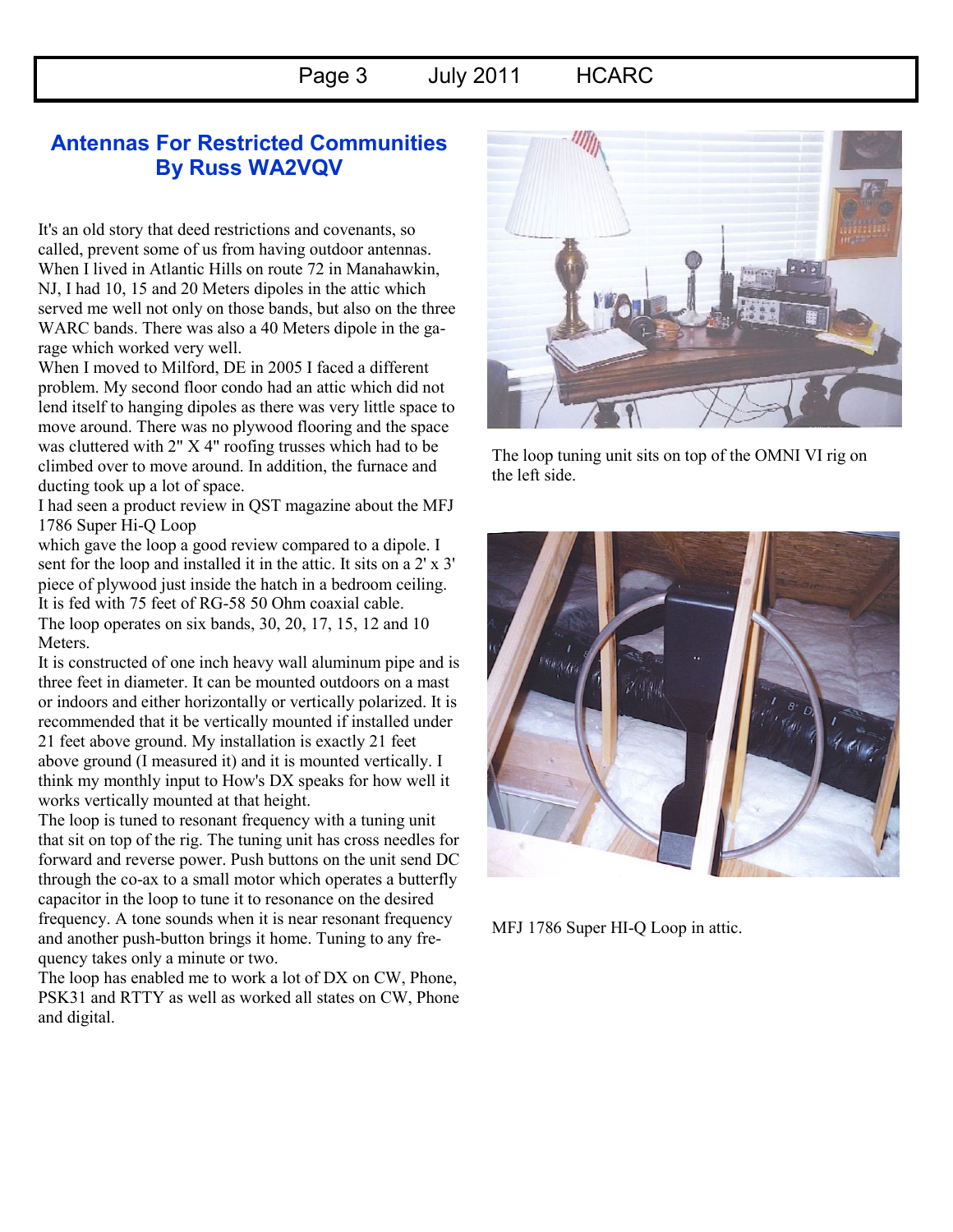## Antennas For Restricted Communities
## By Russ WA2VQV

It's an old story that deed restrictions and covenants, so called, prevent some of us from having outdoor antennas. When I lived in Atlantic Hills on route 72 in Manahawkin, NJ, I had 10, 15 and 20 Meters dipoles in the attic which served me well not only on those bands, but also on the three WARC bands. There was also a 40 Meters dipole in the garage which worked very well.

When I moved to Milford, DE in 2005 I faced a different problem. My second floor condo had an attic which did not lend itself to hanging dipoles as there was very little space to move around. There was no plywood flooring and the space was cluttered with 2" X 4" roofing trusses which had to be climbed over to move around. In addition, the furnace and ducting took up a lot of space.

I had seen a product review in QST magazine about the MFJ 1786 Super Hi-Q Loop which gave the loop a good review compared to a dipole. I sent for the loop and installed it in the attic. It sits on a 2' x 3' piece of plywood just inside the hatch in a bedroom ceiling. It is fed with 75 feet of RG-58 50 Ohm coaxial cable.

The loop operates on six bands, 30, 20, 17, 15, 12 and 10 Meters.

It is constructed of one inch heavy wall aluminum pipe and is three feet in diameter. It can be mounted outdoors on a mast or indoors and either horizontally or vertically polarized. It is recommended that it be vertically mounted if installed under 21 feet above ground. My installation is exactly 21 feet above ground (I measured it) and it is mounted vertically. I think my monthly input to How's DX speaks for how well it works vertically mounted at that height.

The loop is tuned to resonant frequency with a tuning unit that sit on top of the rig. The tuning unit has cross needles for forward and reverse power. Push buttons on the unit send DC through the co-ax to a small motor which operates a butterfly capacitor in the loop to tune it to resonance on the desired frequency. A tone sounds when it is near resonant frequency and another push-button brings it home. Tuning to any frequency takes only a minute or two.

The loop has enabled me to work a lot of DX on CW, Phone, PSK31 and RTTY as well as worked all states on CW, Phone and digital.

The loop tuning unit sits on top of the OMNI VI rig on the left side.

MFJ 1786 Super HI-Q Loop in attic.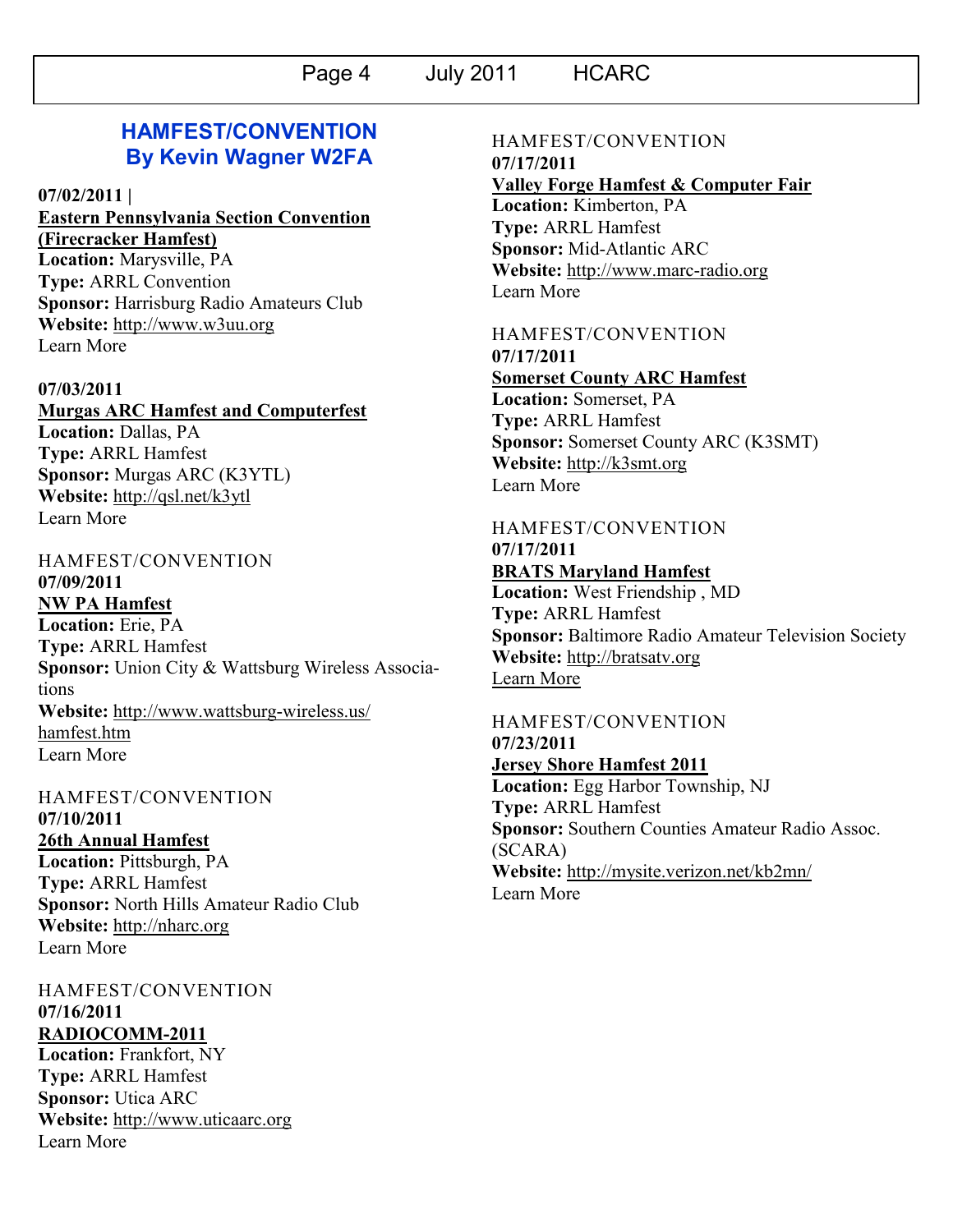## HAMFEST/CONVENTION
## By Kevin Wagner W2FA

**07/02/2011 |**
**Eastern Pennsylvania Section Convention (Firecracker Hamfest)**
**Location:** Marysville, PA
**Type:** ARRL Convention
**Sponsor:** Harrisburg Radio Amateurs Club
**Website:** http://www.w3uu.org
Learn More

**07/03/2011**
**Murgas ARC Hamfest and Computerfest**
**Location:** Dallas, PA
**Type:** ARRL Hamfest
**Sponsor:** Murgas ARC (K3YTL)
**Website:** http://qsl.net/k3ytl
Learn More

HAMFEST/CONVENTION
**07/09/2011**
**NW PA Hamfest**
**Location:** Erie, PA
**Type:** ARRL Hamfest
**Sponsor:** Union City & Wattsburg Wireless Associations
**Website:** http://www.wattsburg-wireless.us/hamfest.htm
Learn More

HAMFEST/CONVENTION
**07/10/2011**
**26th Annual Hamfest**
**Location:** Pittsburgh, PA
**Type:** ARRL Hamfest
**Sponsor:** North Hills Amateur Radio Club
**Website:** http://nharc.org
Learn More

HAMFEST/CONVENTION
**07/16/2011**
**RADIOCOMM-2011**
**Location:** Frankfort, NY
**Type:** ARRL Hamfest
**Sponsor:** Utica ARC
**Website:** http://www.uticaarc.org
Learn More

HAMFEST/CONVENTION
**07/17/2011**
**Valley Forge Hamfest & Computer Fair**
**Location:** Kimberton, PA
**Type:** ARRL Hamfest
**Sponsor:** Mid-Atlantic ARC
**Website:** http://www.marc-radio.org
Learn More

HAMFEST/CONVENTION
**07/17/2011**
**Somerset County ARC Hamfest**
**Location:** Somerset, PA
**Type:** ARRL Hamfest
**Sponsor:** Somerset County ARC (K3SMT)
**Website:** http://k3smt.org
Learn More

HAMFEST/CONVENTION
**07/17/2011**
**BRATS Maryland Hamfest**
**Location:** West Friendship , MD
**Type:** ARRL Hamfest
**Sponsor:** Baltimore Radio Amateur Television Society
**Website:** http://bratsatv.org
Learn More

HAMFEST/CONVENTION
**07/23/2011**
**Jersey Shore Hamfest 2011**
**Location:** Egg Harbor Township, NJ
**Type:** ARRL Hamfest
**Sponsor:** Southern Counties Amateur Radio Assoc. (SCARA)
**Website:** http://mysite.verizon.net/kb2mn/
Learn More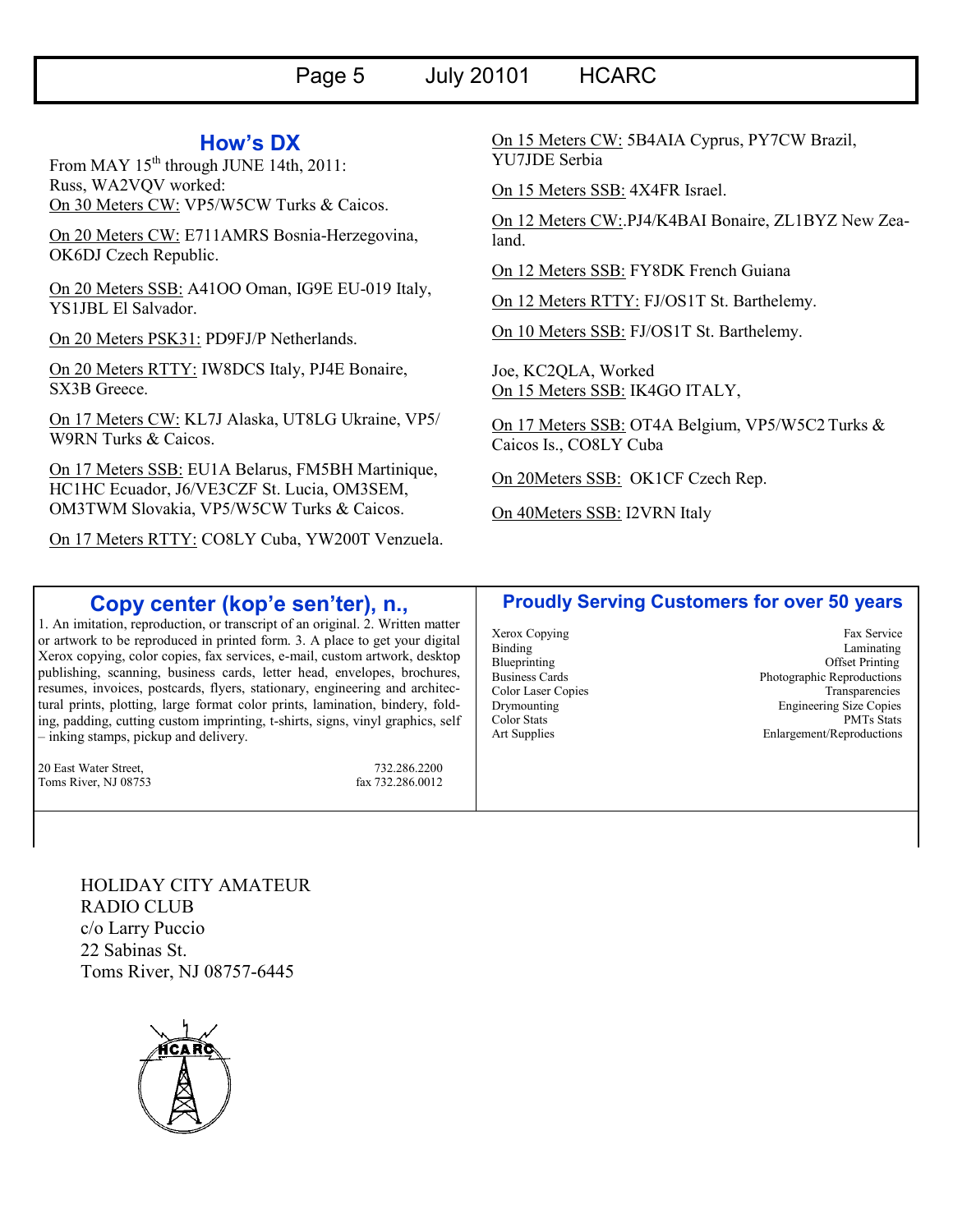## How's DX

From MAY 15th through JUNE 14th, 2011:
Russ, WA2VQV worked:
On 30 Meters CW: VP5/W5CW Turks & Caicos.

On 20 Meters CW: E711AMRS Bosnia-Herzegovina, OK6DJ Czech Republic.

On 20 Meters SSB: A41OO Oman, IG9E EU-019 Italy, YS1JBL El Salvador.

On 20 Meters PSK31: PD9FJ/P Netherlands.

On 20 Meters RTTY: IW8DCS Italy, PJ4E Bonaire, SX3B Greece.

On 17 Meters CW: KL7J Alaska, UT8LG Ukraine, VP5/W9RN Turks & Caicos.

On 17 Meters SSB: EU1A Belarus, FM5BH Martinique, HC1HC Ecuador, J6/VE3CZF St. Lucia, OM3SEM, OM3TWM Slovakia, VP5/W5CW Turks & Caicos.

On 17 Meters RTTY: CO8LY Cuba, YW200T Venzuela.

On 15 Meters CW: 5B4AIA Cyprus, PY7CW Brazil, YU7JDE Serbia

On 15 Meters SSB: 4X4FR Israel.

On 12 Meters CW:.PJ4/K4BAI Bonaire, ZL1BYZ New Zealand.

On 12 Meters SSB: FY8DK French Guiana

On 12 Meters RTTY: FJ/OS1T St. Barthelemy.

On 10 Meters SSB: FJ/OS1T St. Barthelemy.

Joe, KC2QLA, Worked
On 15 Meters SSB: IK4GO ITALY,

On 17 Meters SSB: OT4A Belgium, VP5/W5C2 Turks & Caicos Is., CO8LY Cuba

On 20Meters SSB: OK1CF Czech Rep.

On 40Meters SSB: I2VRN Italy

## Copy center (kop'e sen'ter), n.,

1. An imitation, reproduction, or transcript of an original. 2. Written matter or artwork to be reproduced in printed form. 3. A place to get your digital Xerox copying, color copies, fax services, e-mail, custom artwork, desktop publishing, scanning, business cards, letter head, envelopes, brochures, resumes, invoices, postcards, flyers, stationary, engineering and architectural prints, plotting, large format color prints, lamination, bindery, folding, padding, cutting custom imprinting, t-shirts, signs, vinyl graphics, self – inking stamps, pickup and delivery.

20 East Water Street,
Toms River, NJ 08753

732.286.2200
fax 732.286.0012

### Proudly Serving Customers for over 50 years

| | |
|---|---|
| Xerox Copying | Fax Service |
| Binding | Laminating |
| Blueprinting | Offset Printing |
| Business Cards | Photographic Reproductions |
| Color Laser Copies | Transparencies |
| Drymounting | Engineering Size Copies |
| Color Stats | PMTs Stats |
| Art Supplies | Enlargement/Reproductions |

HOLIDAY CITY AMATEUR
RADIO CLUB
c/o Larry Puccio
22 Sabinas St.
Toms River, NJ 08757-6445

HCARC